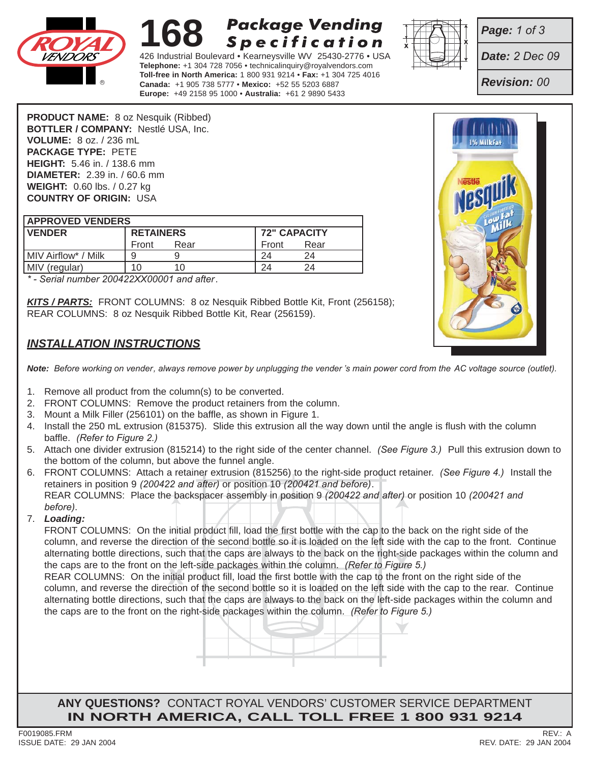ROYAL VENDORS®

# 168 Package Vending Specification

426 Industrial Boulevard • Kearneysville WV 25430-2776 • USA
**Telephone:** +1 304 728 7056 • technicalinquiry@royalvendors.com
**Toll-free in North America:** 1 800 931 9214 • **Fax:** +1 304 725 4016
**Canada:** +1 905 738 5777 • **Mexico:** +52 55 5203 6887
**Europe:** +49 2158 95 1000 • **Australia:** +61 2 9890 5433

***Page:*** *1 of 3*
***Date:*** *2 Dec 09*
***Revision:*** *00*

**PRODUCT NAME:** 8 oz Nesquik (Ribbed)
**BOTTLER / COMPANY:** Nestlé USA, Inc.
**VOLUME:** 8 oz. / 236 mL
**PACKAGE TYPE:** PETE
**HEIGHT:** 5.46 in. / 138.6 mm
**DIAMETER:** 2.39 in. / 60.6 mm
**WEIGHT:** 0.60 lbs. / 0.27 kg
**COUNTRY OF ORIGIN:** USA

**APPROVED VENDERS**

| VENDER | RETAINERS | | 72" CAPACITY | |
|---|---|---|---|---|
| | Front | Rear | Front | Rear |
| MIV Airflow* / Milk | 9 | 9 | 24 | 24 |
| MIV (regular) | 10 | 10 | 24 | 24 |

*\* - Serial number 200422XX00001 and after.*

***KITS / PARTS:*** FRONT COLUMNS: 8 oz Nesquik Ribbed Bottle Kit, Front (256158); REAR COLUMNS: 8 oz Nesquik Ribbed Bottle Kit, Rear (256159).

## *INSTALLATION INSTRUCTIONS*

***Note:*** *Before working on vender, always remove power by unplugging the vender's main power cord from the AC voltage source (outlet).*

1. Remove all product from the column(s) to be converted.
2. FRONT COLUMNS: Remove the product retainers from the column.
3. Mount a Milk Filler (256101) on the baffle, as shown in Figure 1.
4. Install the 250 mL extrusion (815375). Slide this extrusion all the way down until the angle is flush with the column baffle. *(Refer to Figure 2.)*
5. Attach one divider extrusion (815214) to the right side of the center channel. *(See Figure 3.)* Pull this extrusion down to the bottom of the column, but above the funnel angle.
6. FRONT COLUMNS: Attach a retainer extrusion (815256) to the right-side product retainer. *(See Figure 4.)* Install the retainers in position 9 *(200422 and after)* or position 10 *(200421 and before)*.
   REAR COLUMNS: Place the backspacer assembly in position 9 *(200422 and after)* or position 10 *(200421 and before)*.
7. ***Loading:***
   FRONT COLUMNS: On the initial product fill, load the first bottle with the cap to the back on the right side of the column, and reverse the direction of the second bottle so it is loaded on the left side with the cap to the front. Continue alternating bottle directions, such that the caps are always to the back on the right-side packages within the column and the caps are to the front on the left-side packages within the column. *(Refer to Figure 5.)*
   REAR COLUMNS: On the initial product fill, load the first bottle with the cap to the front on the right side of the column, and reverse the direction of the second bottle so it is loaded on the left side with the cap to the rear. Continue alternating bottle directions, such that the caps are always to the back on the left-side packages within the column and the caps are to the front on the right-side packages within the column. *(Refer to Figure 5.)*

**ANY QUESTIONS?** CONTACT ROYAL VENDORS' CUSTOMER SERVICE DEPARTMENT
**IN NORTH AMERICA, CALL TOLL FREE 1 800 931 9214**

F0019085.FRM
ISSUE DATE: 29 JAN 2004

REV.: A
REV. DATE: 29 JAN 2004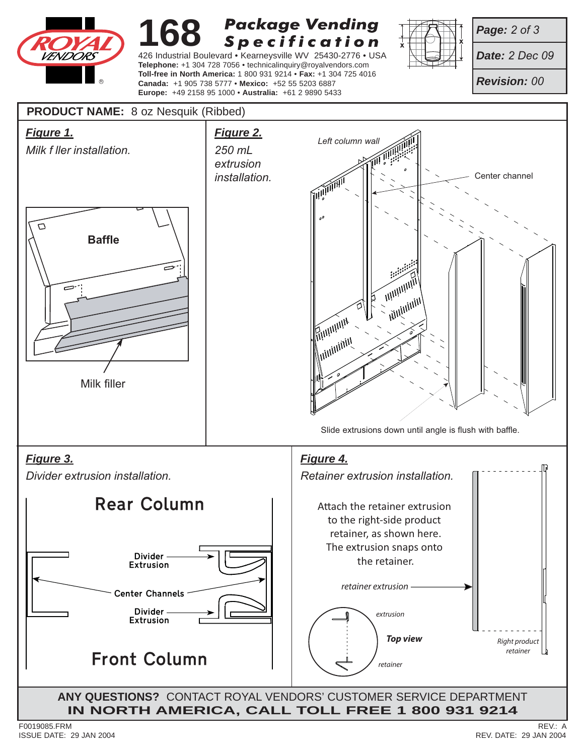# 168 Package Vending Specification

426 Industrial Boulevard • Kearneysville WV 25430-2776 • USA
**Telephone:** +1 304 728 7056 • technicalinquiry@royalvendors.com
**Toll-free in North America:** 1 800 931 9214 • **Fax:** +1 304 725 4016
**Canada:** +1 905 738 5777 • **Mexico:** +52 55 5203 6887
**Europe:** +49 2158 95 1000 • **Australia:** +61 2 9890 5433

**Page:** 2 of 3
**Date:** 2 Dec 09
**Revision:** 00

**PRODUCT NAME:** 8 oz Nesquik (Ribbed)

***Figure 1.***

*Milk f ller installation.*

Baffle

Milk filler

***Figure 2.***

*250 mL extrusion installation.*

*Left column wall*

Center channel

Slide extrusions down until angle is flush with baffle.

***Figure 3.***

*Divider extrusion installation.*

Rear Column

Divider Extrusion

Center Channels

Divider Extrusion

Front Column

***Figure 4.***

*Retainer extrusion installation.*

Attach the retainer extrusion to the right-side product retainer, as shown here. The extrusion snaps onto the retainer.

*retainer extrusion*

*extrusion*

***Top view***

*retainer*

*Right product retainer*

**ANY QUESTIONS?** CONTACT ROYAL VENDORS' CUSTOMER SERVICE DEPARTMENT
**IN NORTH AMERICA, CALL TOLL FREE 1 800 931 9214**

F0019085.FRM
ISSUE DATE: 29 JAN 2004

REV.: A
REV. DATE: 29 JAN 2004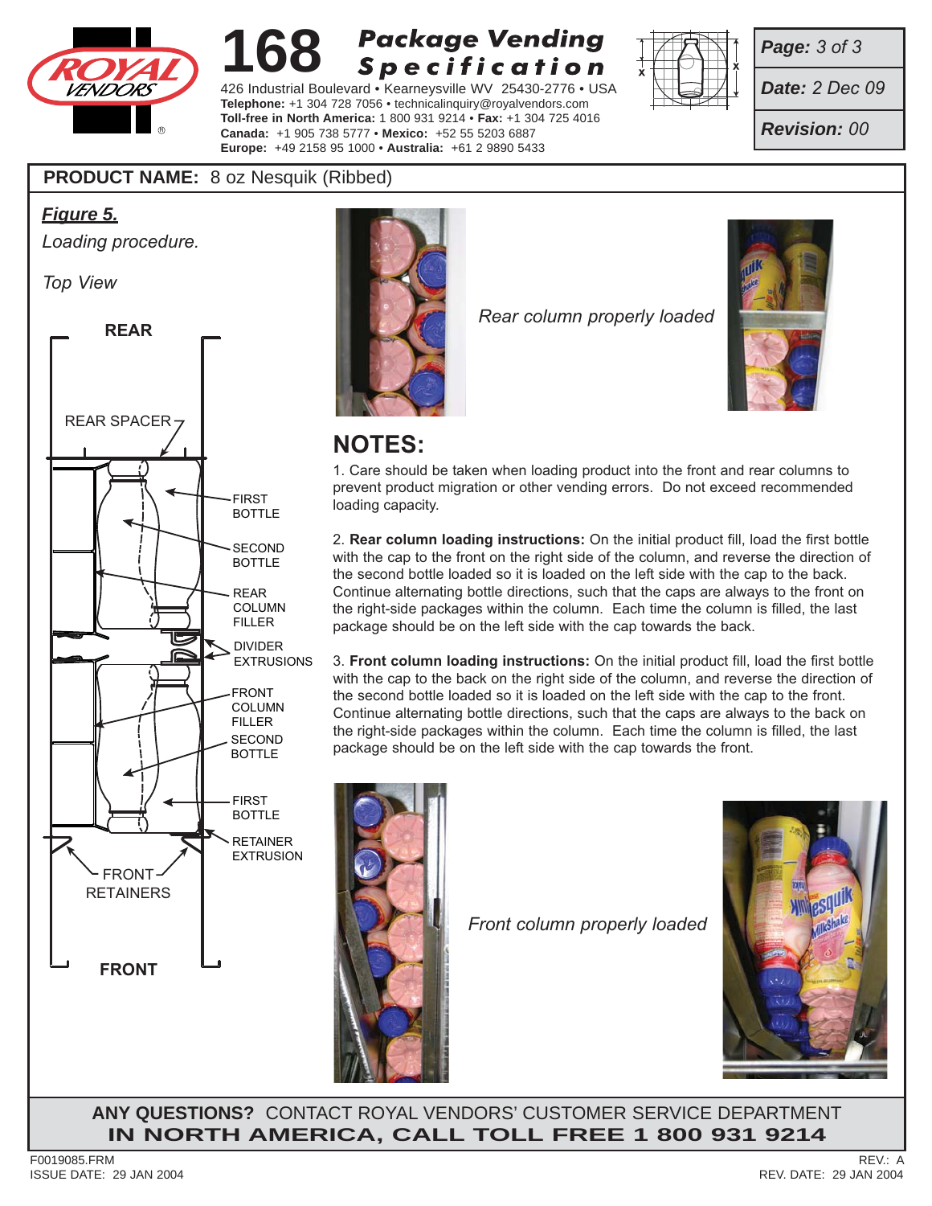# 168 Package Vending Specification

426 Industrial Boulevard • Kearneysville WV 25430-2776 • USA
**Telephone:** +1 304 728 7056 • technicalinquiry@royalvendors.com
**Toll-free in North America:** 1 800 931 9214 • **Fax:** +1 304 725 4016
**Canada:** +1 905 738 5777 • **Mexico:** +52 55 5203 6887
**Europe:** +49 2158 95 1000 • **Australia:** +61 2 9890 5433

**Page:** 3 of 3
**Date:** 2 Dec 09
**Revision:** 00

**PRODUCT NAME:** 8 oz Nesquik (Ribbed)

***Figure 5.***

*Loading procedure.*

*Top View*

REAR

REAR SPACER

FIRST BOTTLE

SECOND BOTTLE

REAR COLUMN FILLER

DIVIDER EXTRUSIONS

FRONT COLUMN FILLER

SECOND BOTTLE

FIRST BOTTLE

RETAINER EXTRUSION

FRONT RETAINERS

FRONT

*Rear column properly loaded*

## NOTES:

1. Care should be taken when loading product into the front and rear columns to prevent product migration or other vending errors. Do not exceed recommended loading capacity.

2. **Rear column loading instructions:** On the initial product fill, load the first bottle with the cap to the front on the right side of the column, and reverse the direction of the second bottle loaded so it is loaded on the left side with the cap to the back. Continue alternating bottle directions, such that the caps are always to the front on the right-side packages within the column. Each time the column is filled, the last package should be on the left side with the cap towards the back.

3. **Front column loading instructions:** On the initial product fill, load the first bottle with the cap to the back on the right side of the column, and reverse the direction of the second bottle loaded so it is loaded on the left side with the cap to the front. Continue alternating bottle directions, such that the caps are always to the back on the right-side packages within the column. Each time the column is filled, the last package should be on the left side with the cap towards the front.

*Front column properly loaded*

**ANY QUESTIONS?** CONTACT ROYAL VENDORS' CUSTOMER SERVICE DEPARTMENT
**IN NORTH AMERICA, CALL TOLL FREE 1 800 931 9214**

F0019085.FRM
ISSUE DATE: 29 JAN 2004

REV.: A
REV. DATE: 29 JAN 2004